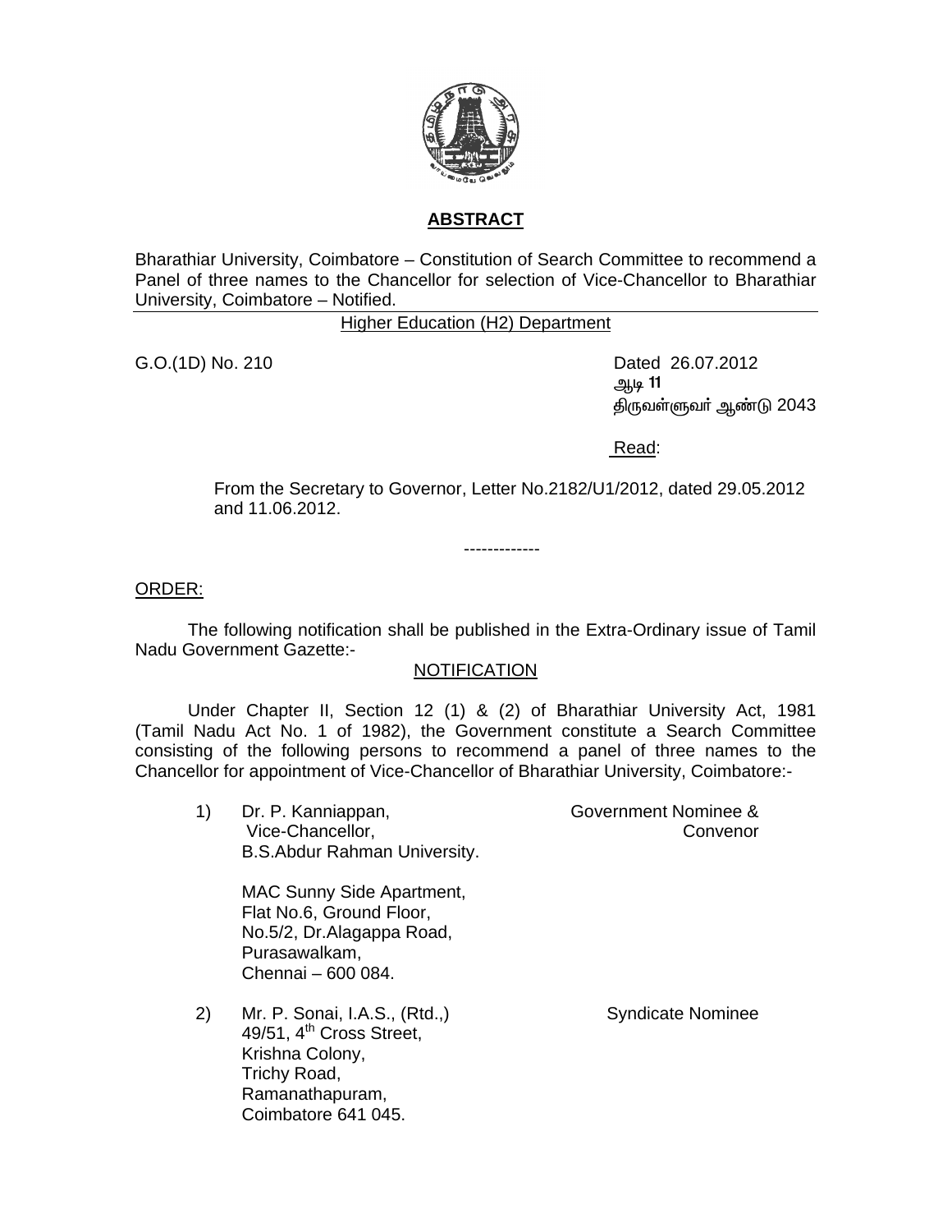## ABSTRACT

Bharathiar University, Coimbatore – Constitution of Search Committee to recommend a Panel of three names to the Chancellor for selection of Vice-Chancellor to Bharathiar University, Coimbatore – Notified.

Higher Education (H2) Department

G.O.(1D) No. 210

Dated 26.07.2012
ஆடி 11
திருவள்ளுவர் ஆண்டு 2043

Read:

From the Secretary to Governor, Letter No.2182/U1/2012, dated 29.05.2012 and 11.06.2012.

-------------

ORDER:

The following notification shall be published in the Extra-Ordinary issue of Tamil Nadu Government Gazette:-

NOTIFICATION

Under Chapter II, Section 12 (1) & (2) of Bharathiar University Act, 1981 (Tamil Nadu Act No. 1 of 1982), the Government constitute a Search Committee consisting of the following persons to recommend a panel of three names to the Chancellor for appointment of Vice-Chancellor of Bharathiar University, Coimbatore:-

1) Dr. P. Kanniappan,
Vice-Chancellor,
B.S.Abdur Rahman University.

MAC Sunny Side Apartment,
Flat No.6, Ground Floor,
No.5/2, Dr.Alagappa Road,
Purasawalkam,
Chennai – 600 084.

Government Nominee & Convenor

2) Mr. P. Sonai, I.A.S., (Rtd.,)
49/51, 4th Cross Street,
Krishna Colony,
Trichy Road,
Ramanathapuram,
Coimbatore 641 045.

Syndicate Nominee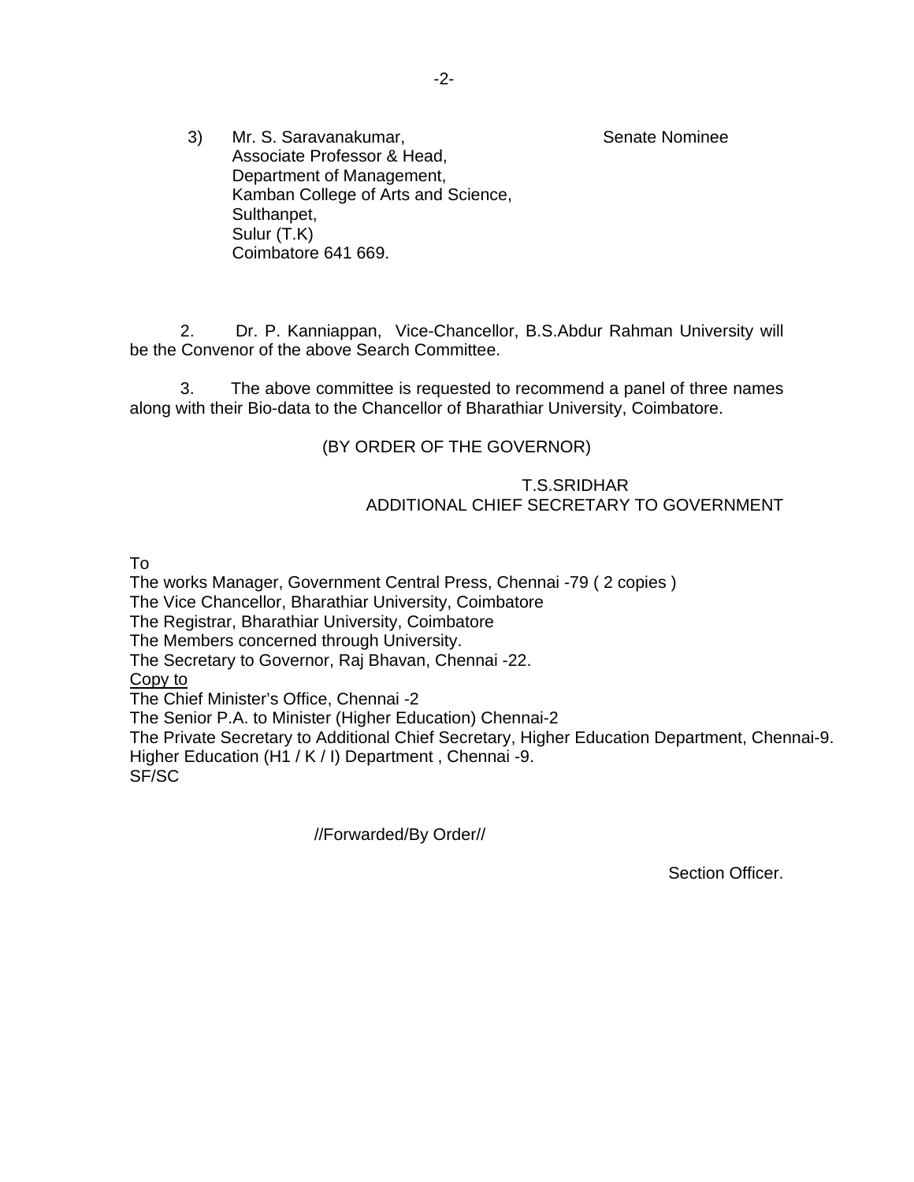3) Mr. S. Saravanakumar, Senate Nominee
Associate Professor & Head,
Department of Management,
Kamban College of Arts and Science,
Sulthanpet,
Sulur (T.K)
Coimbatore 641 669.

2. Dr. P. Kanniappan, Vice-Chancellor, B.S.Abdur Rahman University will be the Convenor of the above Search Committee.

3. The above committee is requested to recommend a panel of three names along with their Bio-data to the Chancellor of Bharathiar University, Coimbatore.

(BY ORDER OF THE GOVERNOR)

T.S.SRIDHAR
ADDITIONAL CHIEF SECRETARY TO GOVERNMENT

To
The works Manager, Government Central Press, Chennai -79 ( 2 copies )
The Vice Chancellor, Bharathiar University, Coimbatore
The Registrar, Bharathiar University, Coimbatore
The Members concerned through University.
The Secretary to Governor, Raj Bhavan, Chennai -22.
<u>Copy to</u>
The Chief Minister's Office, Chennai -2
The Senior P.A. to Minister (Higher Education) Chennai-2
The Private Secretary to Additional Chief Secretary, Higher Education Department, Chennai-9.
Higher Education (H1 / K / I) Department , Chennai -9.
SF/SC

//Forwarded/By Order//

Section Officer.